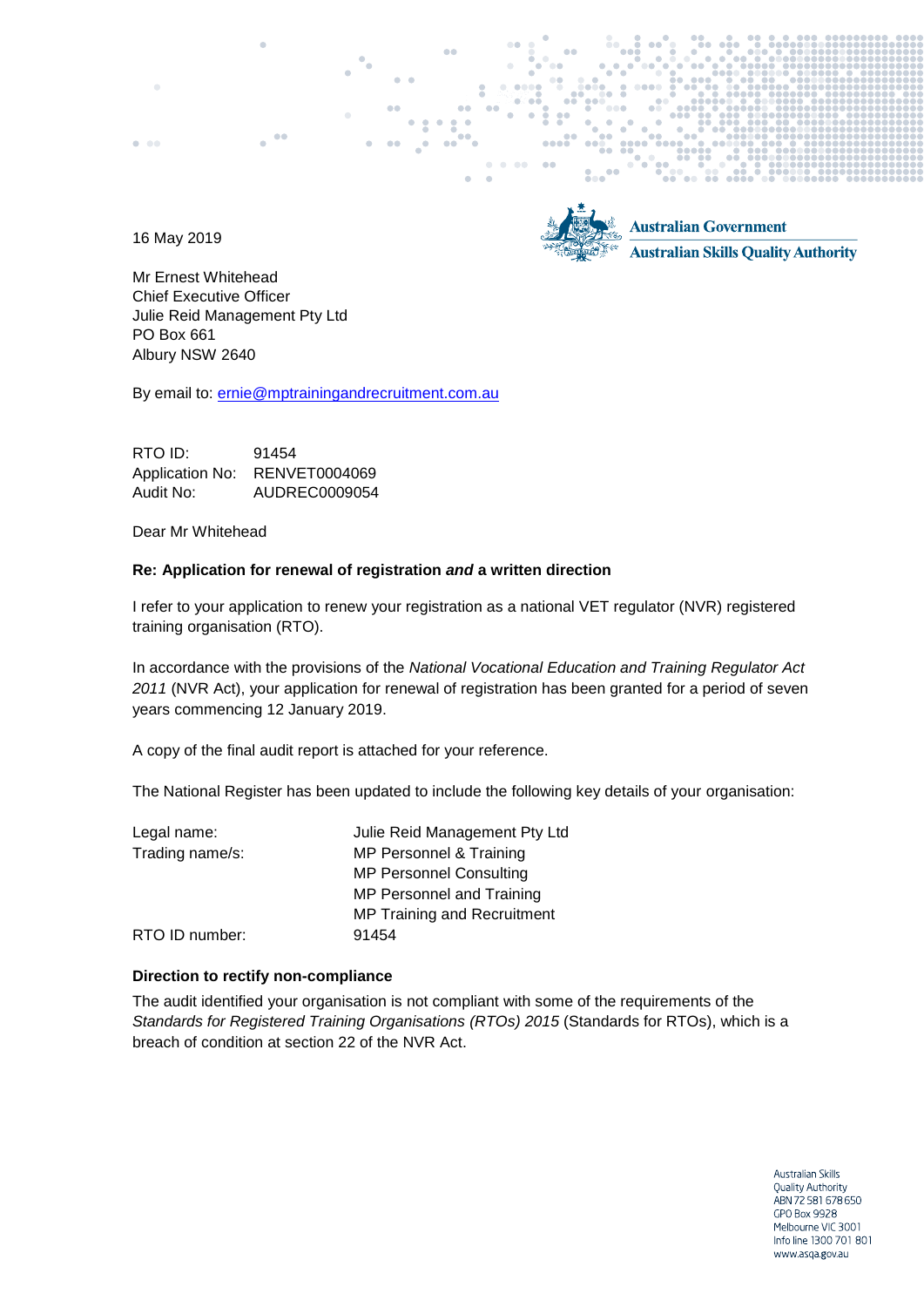Australian Government
Australian Skills Quality Authority

16 May 2019

Mr Ernest Whitehead
Chief Executive Officer
Julie Reid Management Pty Ltd
PO Box 661
Albury NSW 2640

By email to: ernie@mptrainingandrecruitment.com.au

RTO ID: 91454
Application No: RENVET0004069
Audit No: AUDREC0009054

Dear Mr Whitehead

**Re: Application for renewal of registration *and* a written direction**

I refer to your application to renew your registration as a national VET regulator (NVR) registered training organisation (RTO).

In accordance with the provisions of the *National Vocational Education and Training Regulator Act 2011* (NVR Act), your application for renewal of registration has been granted for a period of seven years commencing 12 January 2019.

A copy of the final audit report is attached for your reference.

The National Register has been updated to include the following key details of your organisation:

| | |
|---|---|
| Legal name: | Julie Reid Management Pty Ltd |
| Trading name/s: | MP Personnel & Training |
| | MP Personnel Consulting |
| | MP Personnel and Training |
| | MP Training and Recruitment |
| RTO ID number: | 91454 |

**Direction to rectify non-compliance**

The audit identified your organisation is not compliant with some of the requirements of the *Standards for Registered Training Organisations (RTOs) 2015* (Standards for RTOs), which is a breach of condition at section 22 of the NVR Act.

Australian Skills Quality Authority
ABN 72 581 678 650
GPO Box 9928
Melbourne VIC 3001
Info line 1300 701 801
www.asqa.gov.au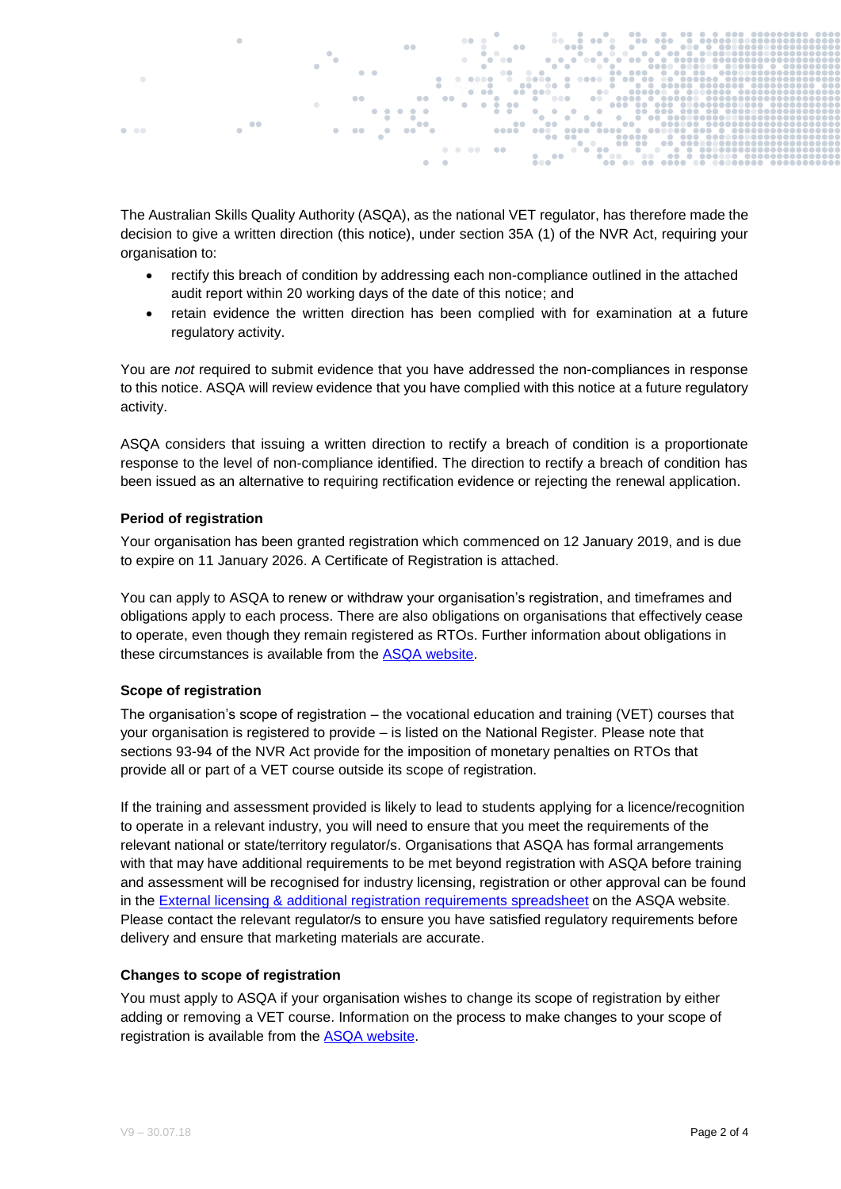The Australian Skills Quality Authority (ASQA), as the national VET regulator, has therefore made the decision to give a written direction (this notice), under section 35A (1) of the NVR Act, requiring your organisation to:

- rectify this breach of condition by addressing each non-compliance outlined in the attached audit report within 20 working days of the date of this notice; and
- retain evidence the written direction has been complied with for examination at a future regulatory activity.

You are *not* required to submit evidence that you have addressed the non-compliances in response to this notice. ASQA will review evidence that you have complied with this notice at a future regulatory activity.

ASQA considers that issuing a written direction to rectify a breach of condition is a proportionate response to the level of non-compliance identified. The direction to rectify a breach of condition has been issued as an alternative to requiring rectification evidence or rejecting the renewal application.

**Period of registration**

Your organisation has been granted registration which commenced on 12 January 2019, and is due to expire on 11 January 2026. A Certificate of Registration is attached.

You can apply to ASQA to renew or withdraw your organisation's registration, and timeframes and obligations apply to each process. There are also obligations on organisations that effectively cease to operate, even though they remain registered as RTOs. Further information about obligations in these circumstances is available from the ASQA website.

**Scope of registration**

The organisation's scope of registration – the vocational education and training (VET) courses that your organisation is registered to provide – is listed on the National Register. Please note that sections 93-94 of the NVR Act provide for the imposition of monetary penalties on RTOs that provide all or part of a VET course outside its scope of registration.

If the training and assessment provided is likely to lead to students applying for a licence/recognition to operate in a relevant industry, you will need to ensure that you meet the requirements of the relevant national or state/territory regulator/s. Organisations that ASQA has formal arrangements with that may have additional requirements to be met beyond registration with ASQA before training and assessment will be recognised for industry licensing, registration or other approval can be found in the External licensing & additional registration requirements spreadsheet on the ASQA website. Please contact the relevant regulator/s to ensure you have satisfied regulatory requirements before delivery and ensure that marketing materials are accurate.

**Changes to scope of registration**

You must apply to ASQA if your organisation wishes to change its scope of registration by either adding or removing a VET course. Information on the process to make changes to your scope of registration is available from the ASQA website.

V9 – 30.07.18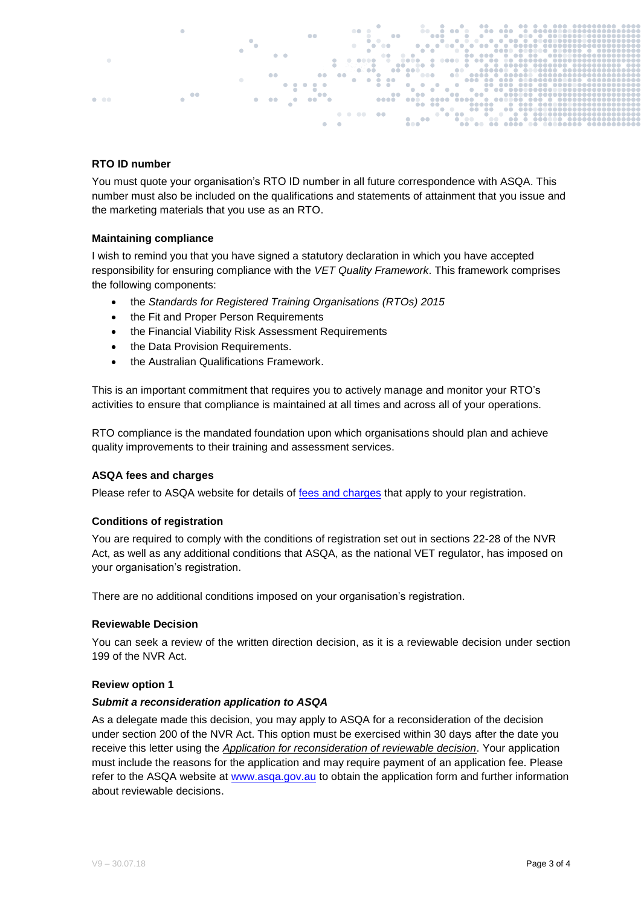**RTO ID number**

You must quote your organisation's RTO ID number in all future correspondence with ASQA. This number must also be included on the qualifications and statements of attainment that you issue and the marketing materials that you use as an RTO.

**Maintaining compliance**

I wish to remind you that you have signed a statutory declaration in which you have accepted responsibility for ensuring compliance with the *VET Quality Framework*. This framework comprises the following components:

- the *Standards for Registered Training Organisations (RTOs) 2015*
- the Fit and Proper Person Requirements
- the Financial Viability Risk Assessment Requirements
- the Data Provision Requirements.
- the Australian Qualifications Framework.

This is an important commitment that requires you to actively manage and monitor your RTO's activities to ensure that compliance is maintained at all times and across all of your operations.

RTO compliance is the mandated foundation upon which organisations should plan and achieve quality improvements to their training and assessment services.

**ASQA fees and charges**

Please refer to ASQA website for details of fees and charges that apply to your registration.

**Conditions of registration**

You are required to comply with the conditions of registration set out in sections 22-28 of the NVR Act, as well as any additional conditions that ASQA, as the national VET regulator, has imposed on your organisation's registration.

There are no additional conditions imposed on your organisation's registration.

**Reviewable Decision**

You can seek a review of the written direction decision, as it is a reviewable decision under section 199 of the NVR Act.

**Review option 1**

***Submit a reconsideration application to ASQA***

As a delegate made this decision, you may apply to ASQA for a reconsideration of the decision under section 200 of the NVR Act. This option must be exercised within 30 days after the date you receive this letter using the *Application for reconsideration of reviewable decision*. Your application must include the reasons for the application and may require payment of an application fee. Please refer to the ASQA website at www.asqa.gov.au to obtain the application form and further information about reviewable decisions.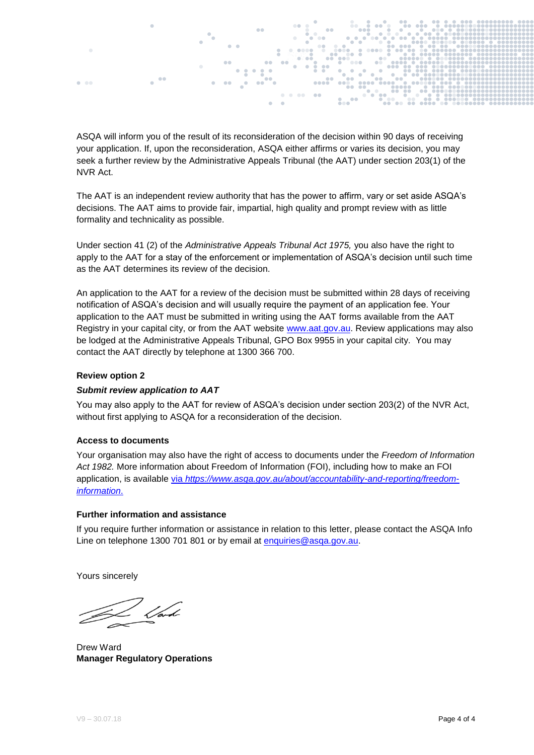ASQA will inform you of the result of its reconsideration of the decision within 90 days of receiving your application. If, upon the reconsideration, ASQA either affirms or varies its decision, you may seek a further review by the Administrative Appeals Tribunal (the AAT) under section 203(1) of the NVR Act.

The AAT is an independent review authority that has the power to affirm, vary or set aside ASQA's decisions. The AAT aims to provide fair, impartial, high quality and prompt review with as little formality and technicality as possible.

Under section 41 (2) of the *Administrative Appeals Tribunal Act 1975,* you also have the right to apply to the AAT for a stay of the enforcement or implementation of ASQA's decision until such time as the AAT determines its review of the decision.

An application to the AAT for a review of the decision must be submitted within 28 days of receiving notification of ASQA's decision and will usually require the payment of an application fee. Your application to the AAT must be submitted in writing using the AAT forms available from the AAT Registry in your capital city, or from the AAT website [www.aat.gov.au](www.aat.gov.au). Review applications may also be lodged at the Administrative Appeals Tribunal, GPO Box 9955 in your capital city. You may contact the AAT directly by telephone at 1300 366 700.

**Review option 2**

***Submit review application to AAT***

You may also apply to the AAT for review of ASQA's decision under section 203(2) of the NVR Act, without first applying to ASQA for a reconsideration of the decision.

**Access to documents**

Your organisation may also have the right of access to documents under the *Freedom of Information Act 1982.* More information about Freedom of Information (FOI), including how to make an FOI application, is available [via *https://www.asqa.gov.au/about/accountability-and-reporting/freedom-information*.](https://www.asqa.gov.au/about/accountability-and-reporting/freedom-information)

**Further information and assistance**

If you require further information or assistance in relation to this letter, please contact the ASQA Info Line on telephone 1300 701 801 or by email at [enquiries@asqa.gov.au](mailto:enquiries@asqa.gov.au).

Yours sincerely

Drew Ward
**Manager Regulatory Operations**

V9 – 30.07.18